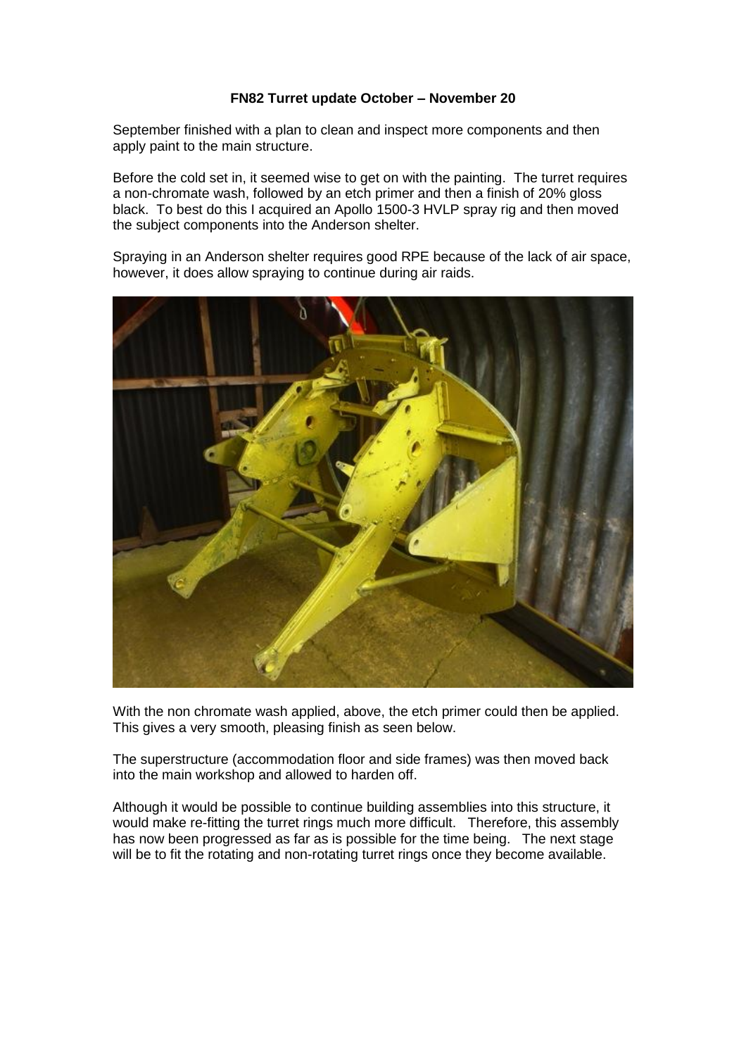**FN82 Turret update October – November 20**

September finished with a plan to clean and inspect more components and then apply paint to the main structure.

Before the cold set in, it seemed wise to get on with the painting. The turret requires a non-chromate wash, followed by an etch primer and then a finish of 20% gloss black. To best do this I acquired an Apollo 1500-3 HVLP spray rig and then moved the subject components into the Anderson shelter.

Spraying in an Anderson shelter requires good RPE because of the lack of air space, however, it does allow spraying to continue during air raids.

With the non chromate wash applied, above, the etch primer could then be applied. This gives a very smooth, pleasing finish as seen below.

The superstructure (accommodation floor and side frames) was then moved back into the main workshop and allowed to harden off.

Although it would be possible to continue building assemblies into this structure, it would make re-fitting the turret rings much more difficult. Therefore, this assembly has now been progressed as far as is possible for the time being. The next stage will be to fit the rotating and non-rotating turret rings once they become available.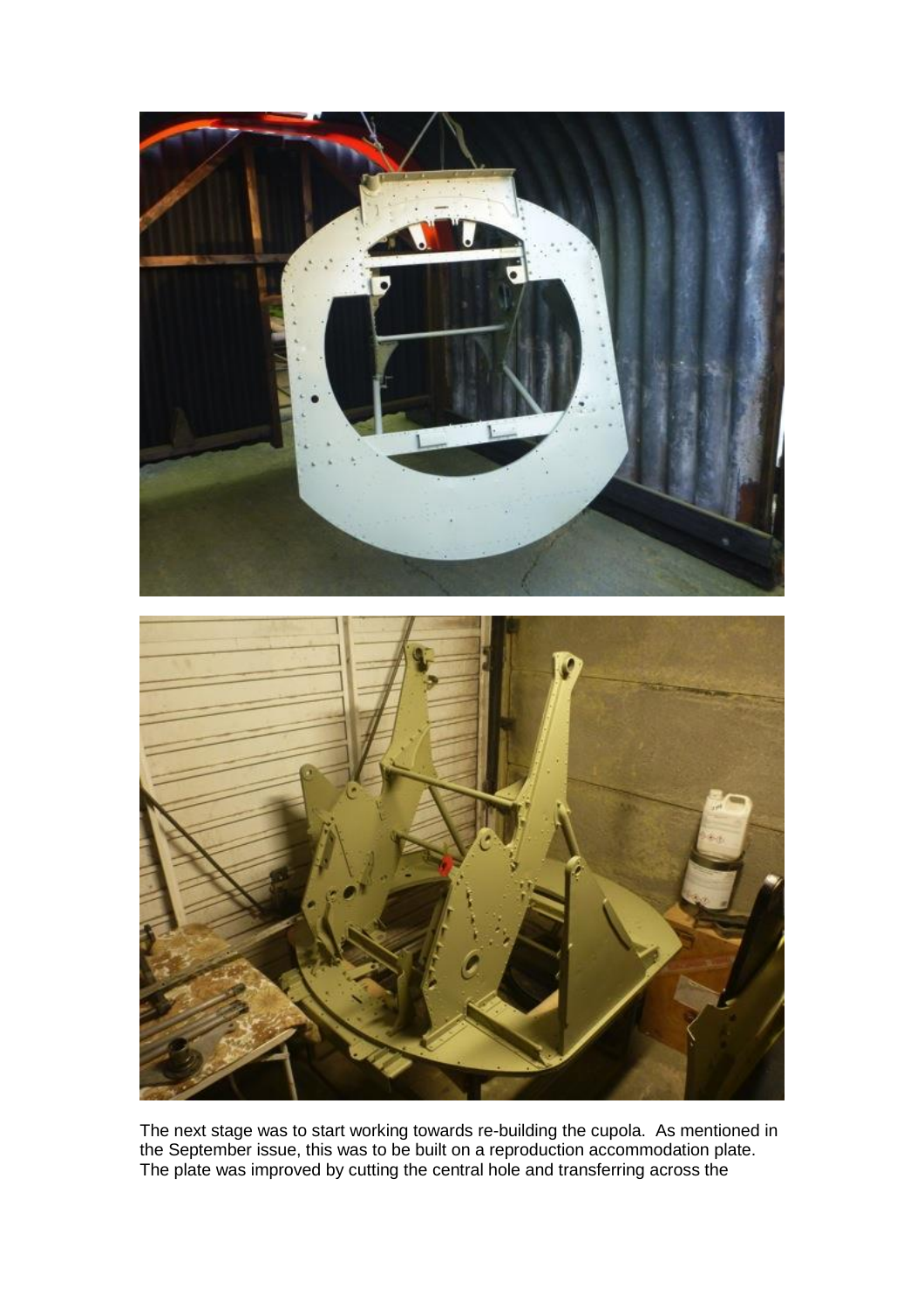The next stage was to start working towards re-building the cupola. As mentioned in the September issue, this was to be built on a reproduction accommodation plate. The plate was improved by cutting the central hole and transferring across the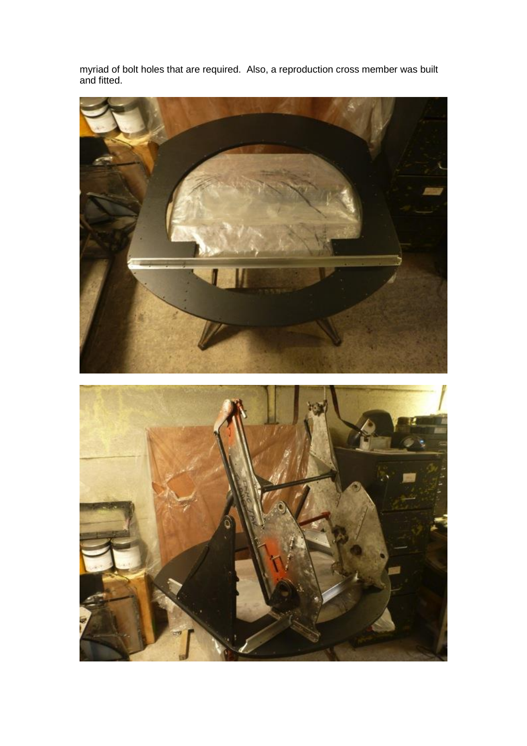myriad of bolt holes that are required. Also, a reproduction cross member was built and fitted.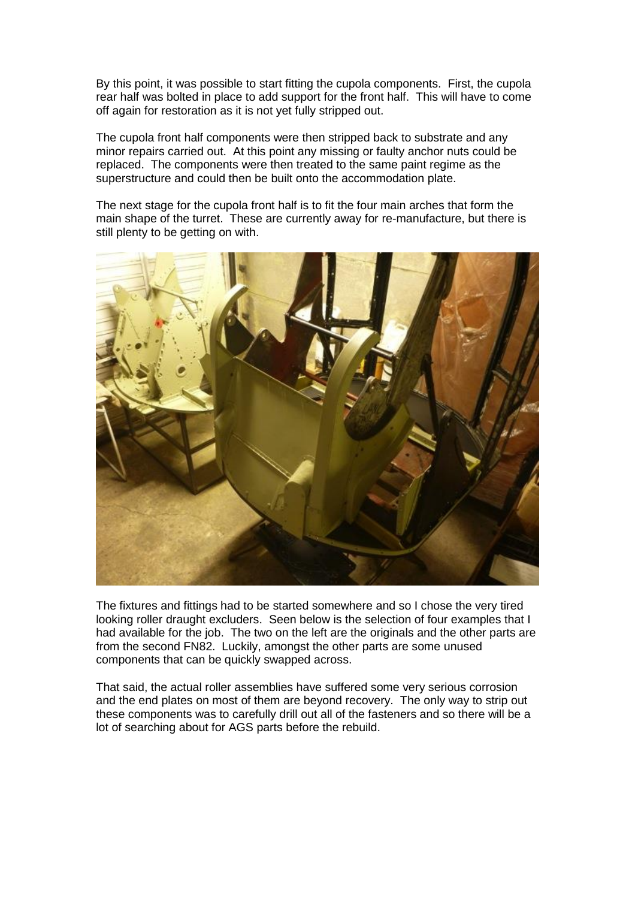By this point, it was possible to start fitting the cupola components. First, the cupola rear half was bolted in place to add support for the front half. This will have to come off again for restoration as it is not yet fully stripped out.

The cupola front half components were then stripped back to substrate and any minor repairs carried out. At this point any missing or faulty anchor nuts could be replaced. The components were then treated to the same paint regime as the superstructure and could then be built onto the accommodation plate.

The next stage for the cupola front half is to fit the four main arches that form the main shape of the turret. These are currently away for re-manufacture, but there is still plenty to be getting on with.

The fixtures and fittings had to be started somewhere and so I chose the very tired looking roller draught excluders. Seen below is the selection of four examples that I had available for the job. The two on the left are the originals and the other parts are from the second FN82. Luckily, amongst the other parts are some unused components that can be quickly swapped across.

That said, the actual roller assemblies have suffered some very serious corrosion and the end plates on most of them are beyond recovery. The only way to strip out these components was to carefully drill out all of the fasteners and so there will be a lot of searching about for AGS parts before the rebuild.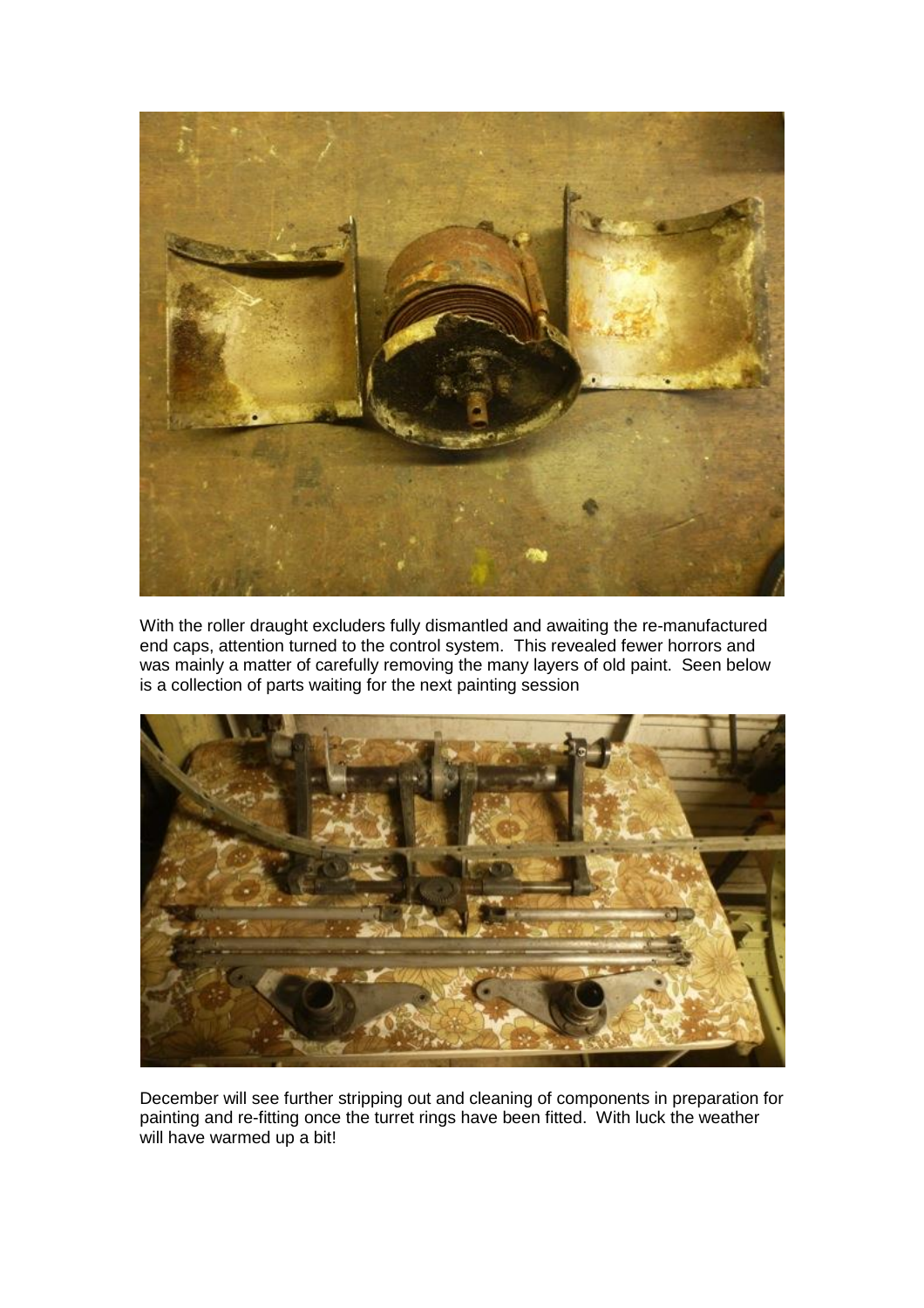With the roller draught excluders fully dismantled and awaiting the re-manufactured end caps, attention turned to the control system. This revealed fewer horrors and was mainly a matter of carefully removing the many layers of old paint. Seen below is a collection of parts waiting for the next painting session

December will see further stripping out and cleaning of components in preparation for painting and re-fitting once the turret rings have been fitted. With luck the weather will have warmed up a bit!